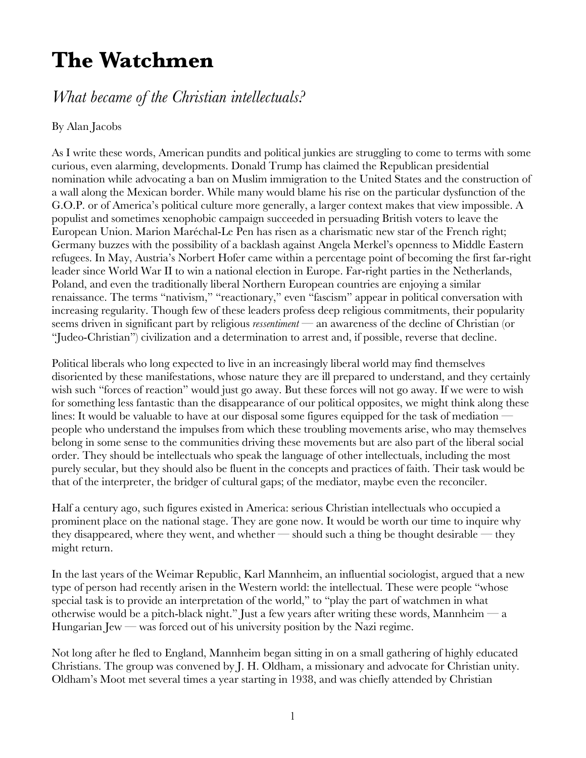# The Watchmen

## *What became of the Christian intellectuals?*

By Alan Jacobs

As I write these words, American pundits and political junkies are struggling to come to terms with some curious, even alarming, developments. Donald Trump has claimed the Republican presidential nomination while advocating a ban on Muslim immigration to the United States and the construction of a wall along the Mexican border. While many would blame his rise on the particular dysfunction of the G.O.P. or of America's political culture more generally, a larger context makes that view impossible. A populist and sometimes xenophobic campaign succeeded in persuading British voters to leave the European Union. Marion Maréchal-Le Pen has risen as a charismatic new star of the French right; Germany buzzes with the possibility of a backlash against Angela Merkel's openness to Middle Eastern refugees. In May, Austria's Norbert Hofer came within a percentage point of becoming the first far-right leader since World War II to win a national election in Europe. Far-right parties in the Netherlands, Poland, and even the traditionally liberal Northern European countries are enjoying a similar renaissance. The terms "nativism," "reactionary," even "fascism" appear in political conversation with increasing regularity. Though few of these leaders profess deep religious commitments, their popularity seems driven in significant part by religious *ressentiment* — an awareness of the decline of Christian (or "Judeo-Christian") civilization and a determination to arrest and, if possible, reverse that decline.

Political liberals who long expected to live in an increasingly liberal world may find themselves disoriented by these manifestations, whose nature they are ill prepared to understand, and they certainly wish such "forces of reaction" would just go away. But these forces will not go away. If we were to wish for something less fantastic than the disappearance of our political opposites, we might think along these lines: It would be valuable to have at our disposal some figures equipped for the task of mediation — people who understand the impulses from which these troubling movements arise, who may themselves belong in some sense to the communities driving these movements but are also part of the liberal social order. They should be intellectuals who speak the language of other intellectuals, including the most purely secular, but they should also be fluent in the concepts and practices of faith. Their task would be that of the interpreter, the bridger of cultural gaps; of the mediator, maybe even the reconciler.

Half a century ago, such figures existed in America: serious Christian intellectuals who occupied a prominent place on the national stage. They are gone now. It would be worth our time to inquire why they disappeared, where they went, and whether — should such a thing be thought desirable — they might return.

In the last years of the Weimar Republic, Karl Mannheim, an influential sociologist, argued that a new type of person had recently arisen in the Western world: the intellectual. These were people "whose special task is to provide an interpretation of the world," to "play the part of watchmen in what otherwise would be a pitch-black night." Just a few years after writing these words, Mannheim — a Hungarian Jew — was forced out of his university position by the Nazi regime.

Not long after he fled to England, Mannheim began sitting in on a small gathering of highly educated Christians. The group was convened by J. H. Oldham, a missionary and advocate for Christian unity. Oldham's Moot met several times a year starting in 1938, and was chiefly attended by Christian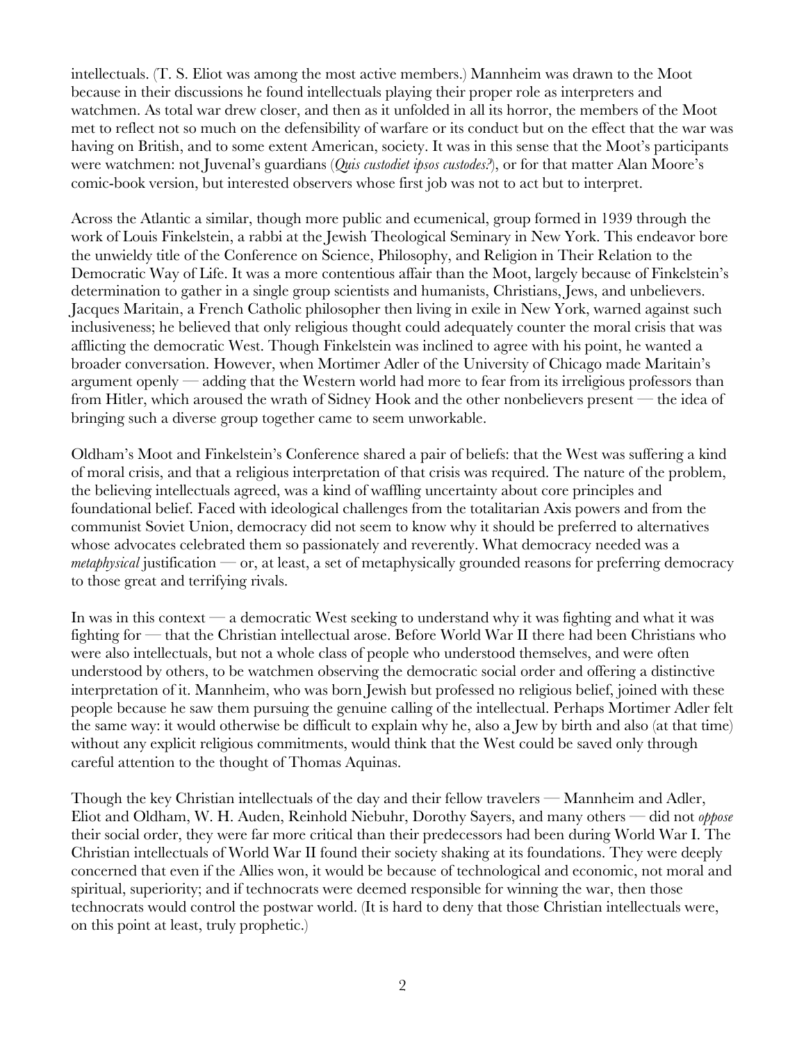intellectuals. (T. S. Eliot was among the most active members.) Mannheim was drawn to the Moot because in their discussions he found intellectuals playing their proper role as interpreters and watchmen. As total war drew closer, and then as it unfolded in all its horror, the members of the Moot met to reflect not so much on the defensibility of warfare or its conduct but on the effect that the war was having on British, and to some extent American, society. It was in this sense that the Moot's participants were watchmen: not Juvenal's guardians (*Quis custodiet ipsos custodes?*), or for that matter Alan Moore's comic-book version, but interested observers whose first job was not to act but to interpret.

Across the Atlantic a similar, though more public and ecumenical, group formed in 1939 through the work of Louis Finkelstein, a rabbi at the Jewish Theological Seminary in New York. This endeavor bore the unwieldy title of the Conference on Science, Philosophy, and Religion in Their Relation to the Democratic Way of Life. It was a more contentious affair than the Moot, largely because of Finkelstein's determination to gather in a single group scientists and humanists, Christians, Jews, and unbelievers. Jacques Maritain, a French Catholic philosopher then living in exile in New York, warned against such inclusiveness; he believed that only religious thought could adequately counter the moral crisis that was afflicting the democratic West. Though Finkelstein was inclined to agree with his point, he wanted a broader conversation. However, when Mortimer Adler of the University of Chicago made Maritain's argument openly — adding that the Western world had more to fear from its irreligious professors than from Hitler, which aroused the wrath of Sidney Hook and the other nonbelievers present — the idea of bringing such a diverse group together came to seem unworkable.

Oldham's Moot and Finkelstein's Conference shared a pair of beliefs: that the West was suffering a kind of moral crisis, and that a religious interpretation of that crisis was required. The nature of the problem, the believing intellectuals agreed, was a kind of waffling uncertainty about core principles and foundational belief. Faced with ideological challenges from the totalitarian Axis powers and from the communist Soviet Union, democracy did not seem to know why it should be preferred to alternatives whose advocates celebrated them so passionately and reverently. What democracy needed was a *metaphysical* justification — or, at least, a set of metaphysically grounded reasons for preferring democracy to those great and terrifying rivals.

In was in this context — a democratic West seeking to understand why it was fighting and what it was fighting for — that the Christian intellectual arose. Before World War II there had been Christians who were also intellectuals, but not a whole class of people who understood themselves, and were often understood by others, to be watchmen observing the democratic social order and offering a distinctive interpretation of it. Mannheim, who was born Jewish but professed no religious belief, joined with these people because he saw them pursuing the genuine calling of the intellectual. Perhaps Mortimer Adler felt the same way: it would otherwise be difficult to explain why he, also a Jew by birth and also (at that time) without any explicit religious commitments, would think that the West could be saved only through careful attention to the thought of Thomas Aquinas.

Though the key Christian intellectuals of the day and their fellow travelers — Mannheim and Adler, Eliot and Oldham, W. H. Auden, Reinhold Niebuhr, Dorothy Sayers, and many others — did not *oppose* their social order, they were far more critical than their predecessors had been during World War I. The Christian intellectuals of World War II found their society shaking at its foundations. They were deeply concerned that even if the Allies won, it would be because of technological and economic, not moral and spiritual, superiority; and if technocrats were deemed responsible for winning the war, then those technocrats would control the postwar world. (It is hard to deny that those Christian intellectuals were, on this point at least, truly prophetic.)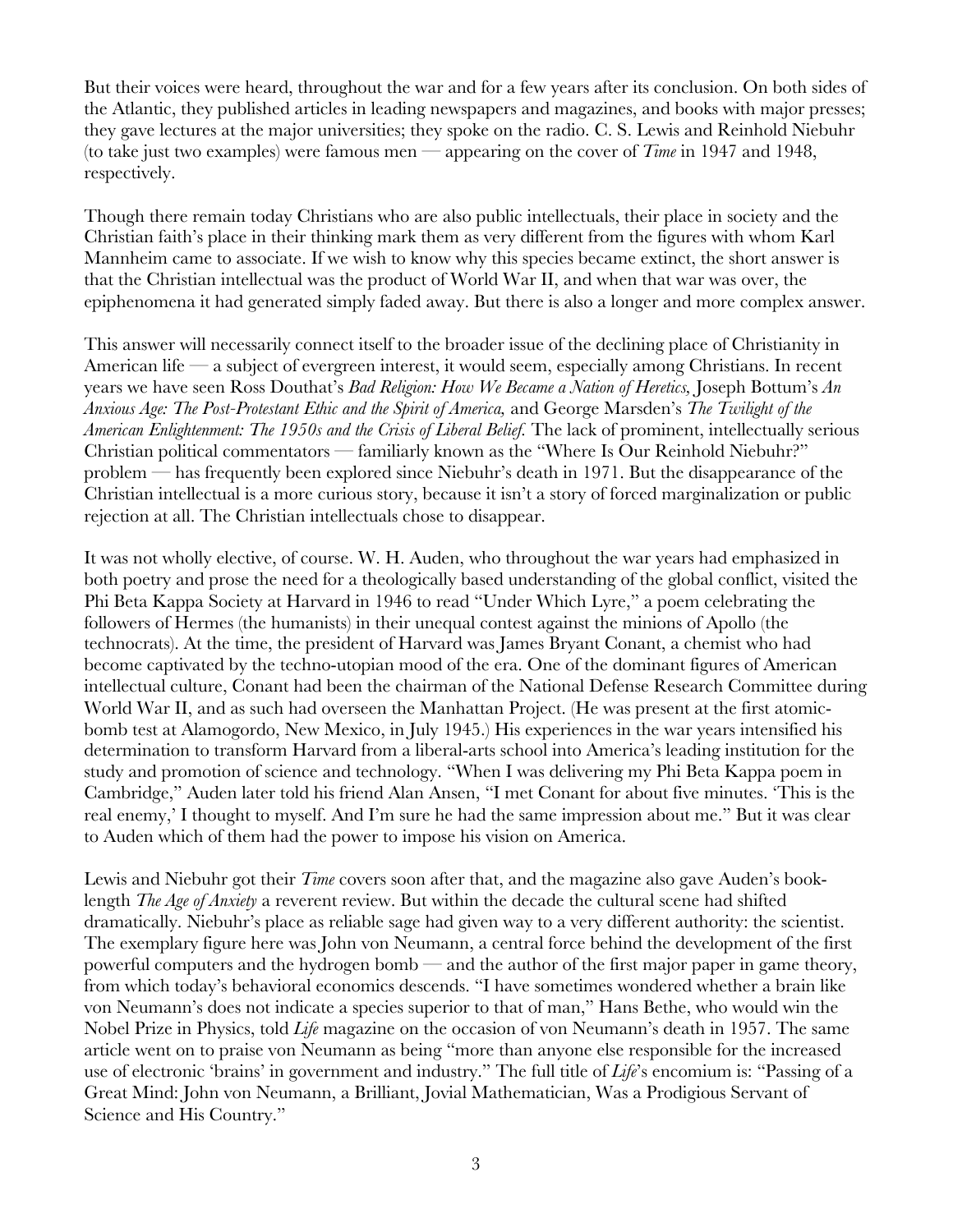But their voices were heard, throughout the war and for a few years after its conclusion. On both sides of the Atlantic, they published articles in leading newspapers and magazines, and books with major presses; they gave lectures at the major universities; they spoke on the radio. C. S. Lewis and Reinhold Niebuhr (to take just two examples) were famous men — appearing on the cover of *Time* in 1947 and 1948, respectively.

Though there remain today Christians who are also public intellectuals, their place in society and the Christian faith's place in their thinking mark them as very different from the figures with whom Karl Mannheim came to associate. If we wish to know why this species became extinct, the short answer is that the Christian intellectual was the product of World War II, and when that war was over, the epiphenomena it had generated simply faded away. But there is also a longer and more complex answer.

This answer will necessarily connect itself to the broader issue of the declining place of Christianity in American life — a subject of evergreen interest, it would seem, especially among Christians. In recent years we have seen Ross Douthat's *Bad Religion: How We Became a Nation of Heretics,* Joseph Bottum's *An Anxious Age: The Post-Protestant Ethic and the Spirit of America,* and George Marsden's *The Twilight of the American Enlightenment: The 1950s and the Crisis of Liberal Belief.* The lack of prominent, intellectually serious Christian political commentators — familiarly known as the "Where Is Our Reinhold Niebuhr?" problem — has frequently been explored since Niebuhr's death in 1971. But the disappearance of the Christian intellectual is a more curious story, because it isn't a story of forced marginalization or public rejection at all. The Christian intellectuals chose to disappear.

It was not wholly elective, of course. W. H. Auden, who throughout the war years had emphasized in both poetry and prose the need for a theologically based understanding of the global conflict, visited the Phi Beta Kappa Society at Harvard in 1946 to read "Under Which Lyre," a poem celebrating the followers of Hermes (the humanists) in their unequal contest against the minions of Apollo (the technocrats). At the time, the president of Harvard was James Bryant Conant, a chemist who had become captivated by the techno-utopian mood of the era. One of the dominant figures of American intellectual culture, Conant had been the chairman of the National Defense Research Committee during World War II, and as such had overseen the Manhattan Project. (He was present at the first atomic-bomb test at Alamogordo, New Mexico, in July 1945.) His experiences in the war years intensified his determination to transform Harvard from a liberal-arts school into America's leading institution for the study and promotion of science and technology. "When I was delivering my Phi Beta Kappa poem in Cambridge," Auden later told his friend Alan Ansen, "I met Conant for about five minutes. 'This is the real enemy,' I thought to myself. And I'm sure he had the same impression about me." But it was clear to Auden which of them had the power to impose his vision on America.

Lewis and Niebuhr got their *Time* covers soon after that, and the magazine also gave Auden's book-length *The Age of Anxiety* a reverent review. But within the decade the cultural scene had shifted dramatically. Niebuhr's place as reliable sage had given way to a very different authority: the scientist. The exemplary figure here was John von Neumann, a central force behind the development of the first powerful computers and the hydrogen bomb — and the author of the first major paper in game theory, from which today's behavioral economics descends. "I have sometimes wondered whether a brain like von Neumann's does not indicate a species superior to that of man," Hans Bethe, who would win the Nobel Prize in Physics, told *Life* magazine on the occasion of von Neumann's death in 1957. The same article went on to praise von Neumann as being "more than anyone else responsible for the increased use of electronic 'brains' in government and industry." The full title of *Life*'s encomium is: "Passing of a Great Mind: John von Neumann, a Brilliant, Jovial Mathematician, Was a Prodigious Servant of Science and His Country."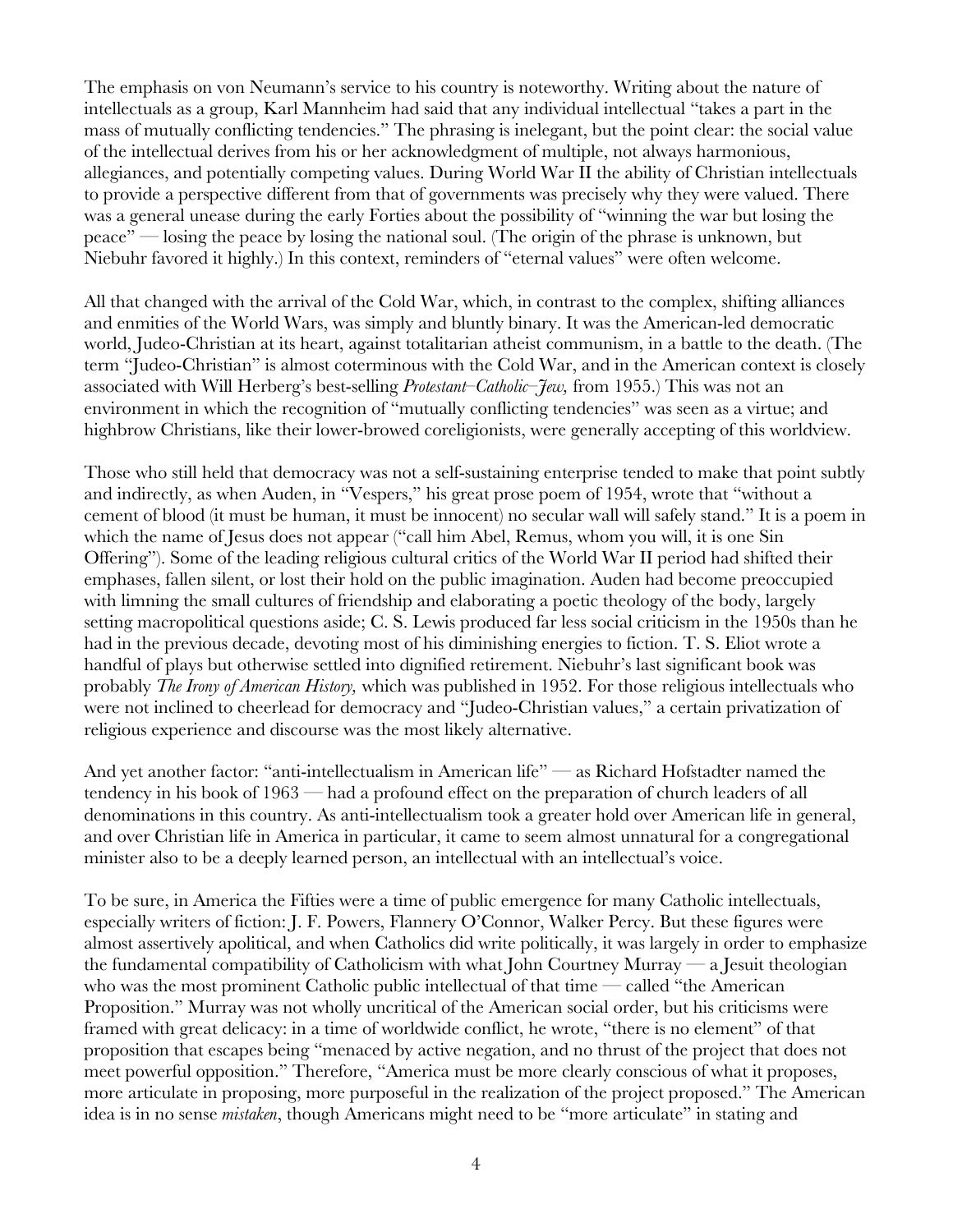The emphasis on von Neumann's service to his country is noteworthy. Writing about the nature of intellectuals as a group, Karl Mannheim had said that any individual intellectual "takes a part in the mass of mutually conflicting tendencies." The phrasing is inelegant, but the point clear: the social value of the intellectual derives from his or her acknowledgment of multiple, not always harmonious, allegiances, and potentially competing values. During World War II the ability of Christian intellectuals to provide a perspective different from that of governments was precisely why they were valued. There was a general unease during the early Forties about the possibility of "winning the war but losing the peace" — losing the peace by losing the national soul. (The origin of the phrase is unknown, but Niebuhr favored it highly.) In this context, reminders of "eternal values" were often welcome.

All that changed with the arrival of the Cold War, which, in contrast to the complex, shifting alliances and enmities of the World Wars, was simply and bluntly binary. It was the American-led democratic world, Judeo-Christian at its heart, against totalitarian atheist communism, in a battle to the death. (The term "Judeo-Christian" is almost coterminous with the Cold War, and in the American context is closely associated with Will Herberg's best-selling *Protestant–Catholic–Jew,* from 1955.) This was not an environment in which the recognition of "mutually conflicting tendencies" was seen as a virtue; and highbrow Christians, like their lower-browed coreligionists, were generally accepting of this worldview.

Those who still held that democracy was not a self-sustaining enterprise tended to make that point subtly and indirectly, as when Auden, in "Vespers," his great prose poem of 1954, wrote that "without a cement of blood (it must be human, it must be innocent) no secular wall will safely stand." It is a poem in which the name of Jesus does not appear ("call him Abel, Remus, whom you will, it is one Sin Offering"). Some of the leading religious cultural critics of the World War II period had shifted their emphases, fallen silent, or lost their hold on the public imagination. Auden had become preoccupied with limning the small cultures of friendship and elaborating a poetic theology of the body, largely setting macropolitical questions aside; C. S. Lewis produced far less social criticism in the 1950s than he had in the previous decade, devoting most of his diminishing energies to fiction. T. S. Eliot wrote a handful of plays but otherwise settled into dignified retirement. Niebuhr's last significant book was probably *The Irony of American History,* which was published in 1952. For those religious intellectuals who were not inclined to cheerlead for democracy and "Judeo-Christian values," a certain privatization of religious experience and discourse was the most likely alternative.

And yet another factor: "anti-intellectualism in American life" — as Richard Hofstadter named the tendency in his book of 1963 — had a profound effect on the preparation of church leaders of all denominations in this country. As anti-intellectualism took a greater hold over American life in general, and over Christian life in America in particular, it came to seem almost unnatural for a congregational minister also to be a deeply learned person, an intellectual with an intellectual's voice.

To be sure, in America the Fifties were a time of public emergence for many Catholic intellectuals, especially writers of fiction: J. F. Powers, Flannery O'Connor, Walker Percy. But these figures were almost assertively apolitical, and when Catholics did write politically, it was largely in order to emphasize the fundamental compatibility of Catholicism with what John Courtney Murray — a Jesuit theologian who was the most prominent Catholic public intellectual of that time — called "the American Proposition." Murray was not wholly uncritical of the American social order, but his criticisms were framed with great delicacy: in a time of worldwide conflict, he wrote, "there is no element" of that proposition that escapes being "menaced by active negation, and no thrust of the project that does not meet powerful opposition." Therefore, "America must be more clearly conscious of what it proposes, more articulate in proposing, more purposeful in the realization of the project proposed." The American idea is in no sense *mistaken*, though Americans might need to be "more articulate" in stating and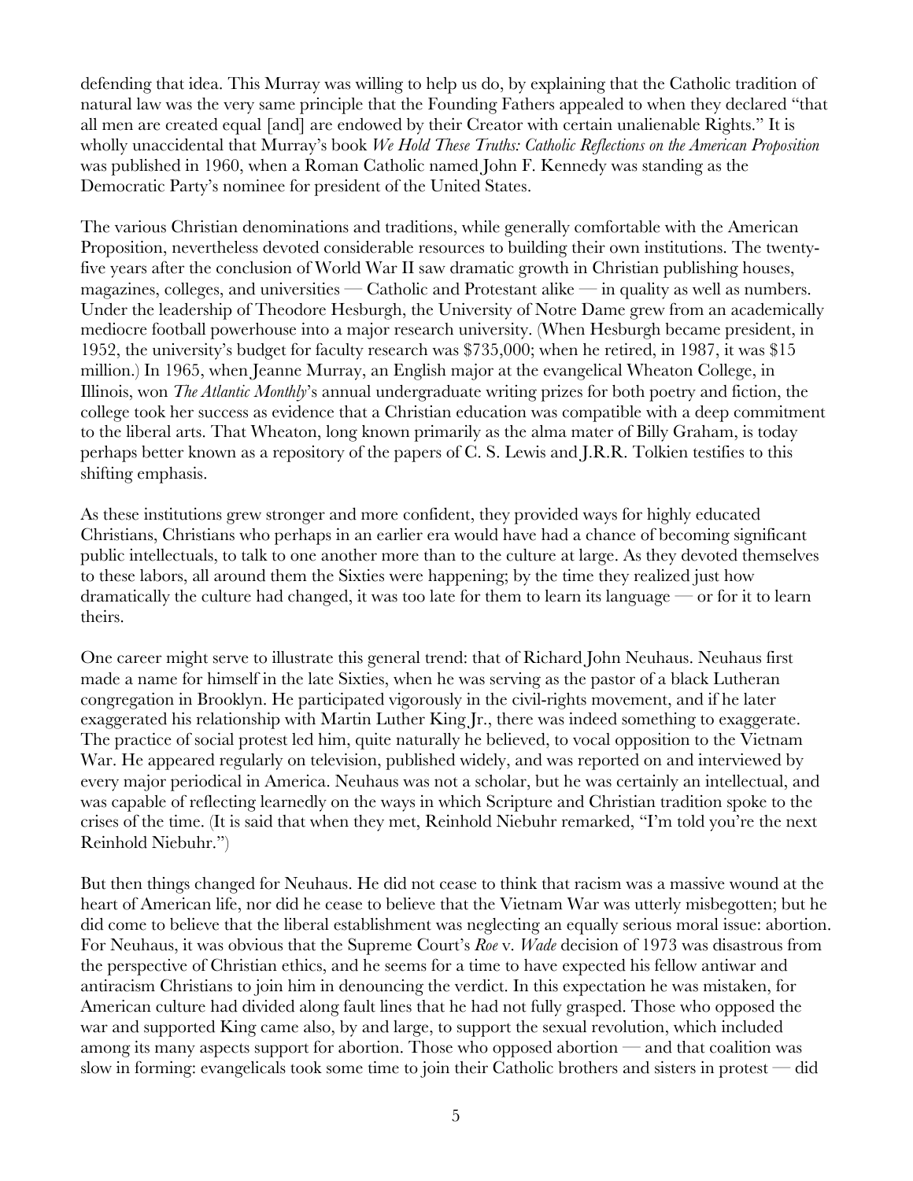defending that idea. This Murray was willing to help us do, by explaining that the Catholic tradition of natural law was the very same principle that the Founding Fathers appealed to when they declared "that all men are created equal [and] are endowed by their Creator with certain unalienable Rights." It is wholly unaccidental that Murray's book *We Hold These Truths: Catholic Reflections on the American Proposition* was published in 1960, when a Roman Catholic named John F. Kennedy was standing as the Democratic Party's nominee for president of the United States.

The various Christian denominations and traditions, while generally comfortable with the American Proposition, nevertheless devoted considerable resources to building their own institutions. The twenty-five years after the conclusion of World War II saw dramatic growth in Christian publishing houses, magazines, colleges, and universities — Catholic and Protestant alike — in quality as well as numbers. Under the leadership of Theodore Hesburgh, the University of Notre Dame grew from an academically mediocre football powerhouse into a major research university. (When Hesburgh became president, in 1952, the university's budget for faculty research was $735,000; when he retired, in 1987, it was $15 million.) In 1965, when Jeanne Murray, an English major at the evangelical Wheaton College, in Illinois, won *The Atlantic Monthly*'s annual undergraduate writing prizes for both poetry and fiction, the college took her success as evidence that a Christian education was compatible with a deep commitment to the liberal arts. That Wheaton, long known primarily as the alma mater of Billy Graham, is today perhaps better known as a repository of the papers of C. S. Lewis and J.R.R. Tolkien testifies to this shifting emphasis.

As these institutions grew stronger and more confident, they provided ways for highly educated Christians, Christians who perhaps in an earlier era would have had a chance of becoming significant public intellectuals, to talk to one another more than to the culture at large. As they devoted themselves to these labors, all around them the Sixties were happening; by the time they realized just how dramatically the culture had changed, it was too late for them to learn its language — or for it to learn theirs.

One career might serve to illustrate this general trend: that of Richard John Neuhaus. Neuhaus first made a name for himself in the late Sixties, when he was serving as the pastor of a black Lutheran congregation in Brooklyn. He participated vigorously in the civil-rights movement, and if he later exaggerated his relationship with Martin Luther King Jr., there was indeed something to exaggerate. The practice of social protest led him, quite naturally he believed, to vocal opposition to the Vietnam War. He appeared regularly on television, published widely, and was reported on and interviewed by every major periodical in America. Neuhaus was not a scholar, but he was certainly an intellectual, and was capable of reflecting learnedly on the ways in which Scripture and Christian tradition spoke to the crises of the time. (It is said that when they met, Reinhold Niebuhr remarked, "I'm told you're the next Reinhold Niebuhr.")

But then things changed for Neuhaus. He did not cease to think that racism was a massive wound at the heart of American life, nor did he cease to believe that the Vietnam War was utterly misbegotten; but he did come to believe that the liberal establishment was neglecting an equally serious moral issue: abortion. For Neuhaus, it was obvious that the Supreme Court's *Roe* v. *Wade* decision of 1973 was disastrous from the perspective of Christian ethics, and he seems for a time to have expected his fellow antiwar and antiracism Christians to join him in denouncing the verdict. In this expectation he was mistaken, for American culture had divided along fault lines that he had not fully grasped. Those who opposed the war and supported King came also, by and large, to support the sexual revolution, which included among its many aspects support for abortion. Those who opposed abortion — and that coalition was slow in forming: evangelicals took some time to join their Catholic brothers and sisters in protest — did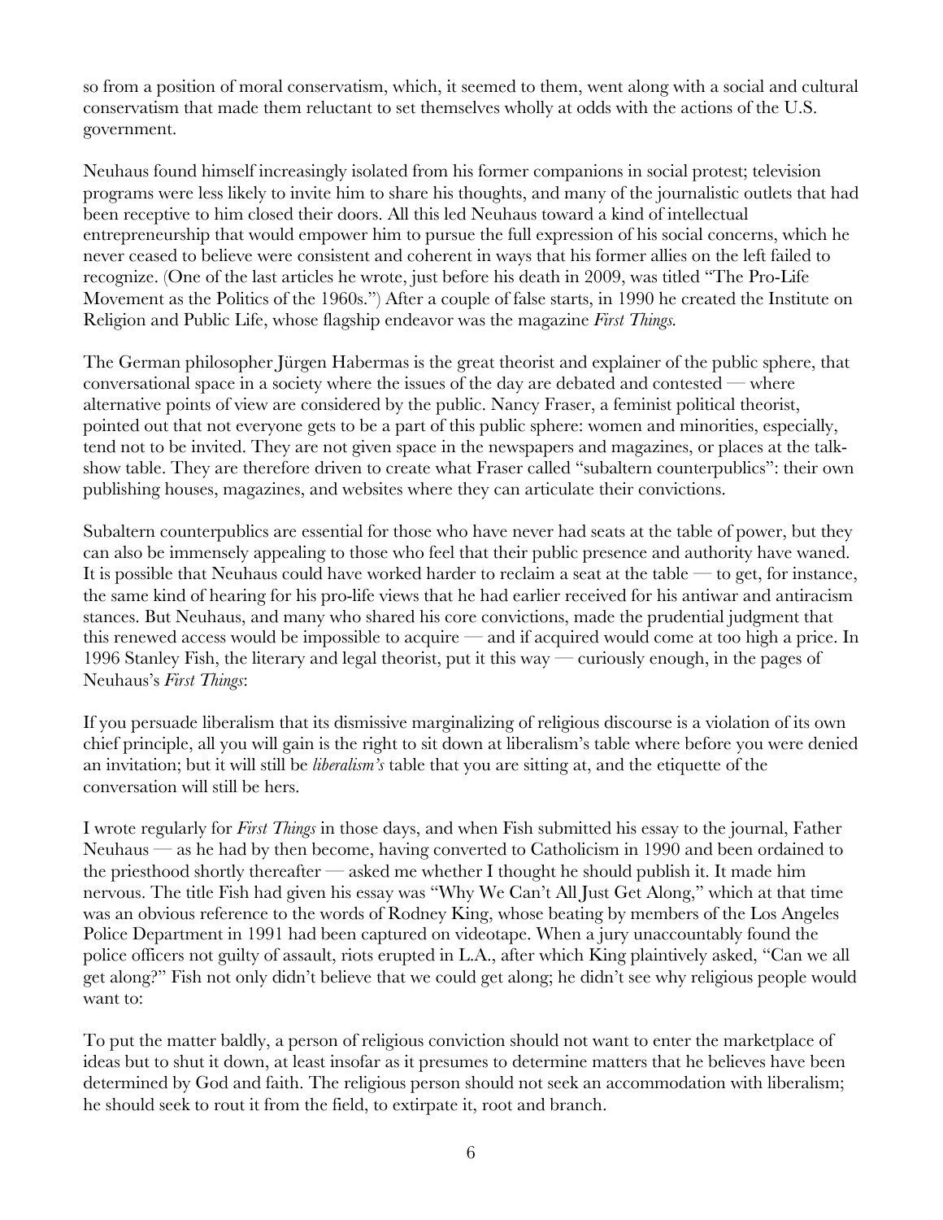so from a position of moral conservatism, which, it seemed to them, went along with a social and cultural conservatism that made them reluctant to set themselves wholly at odds with the actions of the U.S. government.

Neuhaus found himself increasingly isolated from his former companions in social protest; television programs were less likely to invite him to share his thoughts, and many of the journalistic outlets that had been receptive to him closed their doors. All this led Neuhaus toward a kind of intellectual entrepreneurship that would empower him to pursue the full expression of his social concerns, which he never ceased to believe were consistent and coherent in ways that his former allies on the left failed to recognize. (One of the last articles he wrote, just before his death in 2009, was titled "The Pro-Life Movement as the Politics of the 1960s.") After a couple of false starts, in 1990 he created the Institute on Religion and Public Life, whose flagship endeavor was the magazine *First Things.*

The German philosopher Jürgen Habermas is the great theorist and explainer of the public sphere, that conversational space in a society where the issues of the day are debated and contested — where alternative points of view are considered by the public. Nancy Fraser, a feminist political theorist, pointed out that not everyone gets to be a part of this public sphere: women and minorities, especially, tend not to be invited. They are not given space in the newspapers and magazines, or places at the talk-show table. They are therefore driven to create what Fraser called "subaltern counterpublics": their own publishing houses, magazines, and websites where they can articulate their convictions.

Subaltern counterpublics are essential for those who have never had seats at the table of power, but they can also be immensely appealing to those who feel that their public presence and authority have waned. It is possible that Neuhaus could have worked harder to reclaim a seat at the table — to get, for instance, the same kind of hearing for his pro-life views that he had earlier received for his antiwar and antiracism stances. But Neuhaus, and many who shared his core convictions, made the prudential judgment that this renewed access would be impossible to acquire — and if acquired would come at too high a price. In 1996 Stanley Fish, the literary and legal theorist, put it this way — curiously enough, in the pages of Neuhaus's *First Things*:

If you persuade liberalism that its dismissive marginalizing of religious discourse is a violation of its own chief principle, all you will gain is the right to sit down at liberalism's table where before you were denied an invitation; but it will still be *liberalism's* table that you are sitting at, and the etiquette of the conversation will still be hers.

I wrote regularly for *First Things* in those days, and when Fish submitted his essay to the journal, Father Neuhaus — as he had by then become, having converted to Catholicism in 1990 and been ordained to the priesthood shortly thereafter — asked me whether I thought he should publish it. It made him nervous. The title Fish had given his essay was "Why We Can't All Just Get Along," which at that time was an obvious reference to the words of Rodney King, whose beating by members of the Los Angeles Police Department in 1991 had been captured on videotape. When a jury unaccountably found the police officers not guilty of assault, riots erupted in L.A., after which King plaintively asked, "Can we all get along?" Fish not only didn't believe that we could get along; he didn't see why religious people would want to:

To put the matter baldly, a person of religious conviction should not want to enter the marketplace of ideas but to shut it down, at least insofar as it presumes to determine matters that he believes have been determined by God and faith. The religious person should not seek an accommodation with liberalism; he should seek to rout it from the field, to extirpate it, root and branch.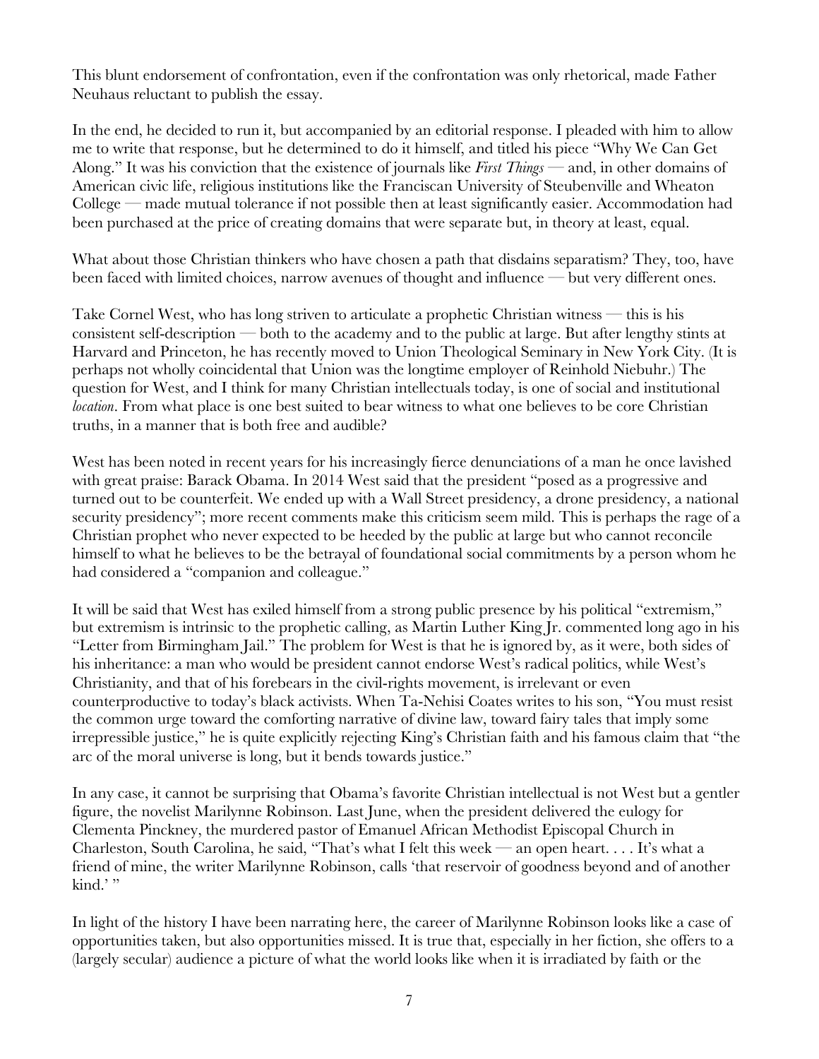This blunt endorsement of confrontation, even if the confrontation was only rhetorical, made Father Neuhaus reluctant to publish the essay.

In the end, he decided to run it, but accompanied by an editorial response. I pleaded with him to allow me to write that response, but he determined to do it himself, and titled his piece "Why We Can Get Along." It was his conviction that the existence of journals like *First Things* — and, in other domains of American civic life, religious institutions like the Franciscan University of Steubenville and Wheaton College — made mutual tolerance if not possible then at least significantly easier. Accommodation had been purchased at the price of creating domains that were separate but, in theory at least, equal.

What about those Christian thinkers who have chosen a path that disdains separatism? They, too, have been faced with limited choices, narrow avenues of thought and influence — but very different ones.

Take Cornel West, who has long striven to articulate a prophetic Christian witness — this is his consistent self-description — both to the academy and to the public at large. But after lengthy stints at Harvard and Princeton, he has recently moved to Union Theological Seminary in New York City. (It is perhaps not wholly coincidental that Union was the longtime employer of Reinhold Niebuhr.) The question for West, and I think for many Christian intellectuals today, is one of social and institutional *location*. From what place is one best suited to bear witness to what one believes to be core Christian truths, in a manner that is both free and audible?

West has been noted in recent years for his increasingly fierce denunciations of a man he once lavished with great praise: Barack Obama. In 2014 West said that the president "posed as a progressive and turned out to be counterfeit. We ended up with a Wall Street presidency, a drone presidency, a national security presidency"; more recent comments make this criticism seem mild. This is perhaps the rage of a Christian prophet who never expected to be heeded by the public at large but who cannot reconcile himself to what he believes to be the betrayal of foundational social commitments by a person whom he had considered a "companion and colleague."

It will be said that West has exiled himself from a strong public presence by his political "extremism," but extremism is intrinsic to the prophetic calling, as Martin Luther King Jr. commented long ago in his "Letter from Birmingham Jail." The problem for West is that he is ignored by, as it were, both sides of his inheritance: a man who would be president cannot endorse West's radical politics, while West's Christianity, and that of his forebears in the civil-rights movement, is irrelevant or even counterproductive to today's black activists. When Ta-Nehisi Coates writes to his son, "You must resist the common urge toward the comforting narrative of divine law, toward fairy tales that imply some irrepressible justice," he is quite explicitly rejecting King's Christian faith and his famous claim that "the arc of the moral universe is long, but it bends towards justice."

In any case, it cannot be surprising that Obama's favorite Christian intellectual is not West but a gentler figure, the novelist Marilynne Robinson. Last June, when the president delivered the eulogy for Clementa Pinckney, the murdered pastor of Emanuel African Methodist Episcopal Church in Charleston, South Carolina, he said, "That's what I felt this week — an open heart. . . . It's what a friend of mine, the writer Marilynne Robinson, calls 'that reservoir of goodness beyond and of another kind.' "

In light of the history I have been narrating here, the career of Marilynne Robinson looks like a case of opportunities taken, but also opportunities missed. It is true that, especially in her fiction, she offers to a (largely secular) audience a picture of what the world looks like when it is irradiated by faith or the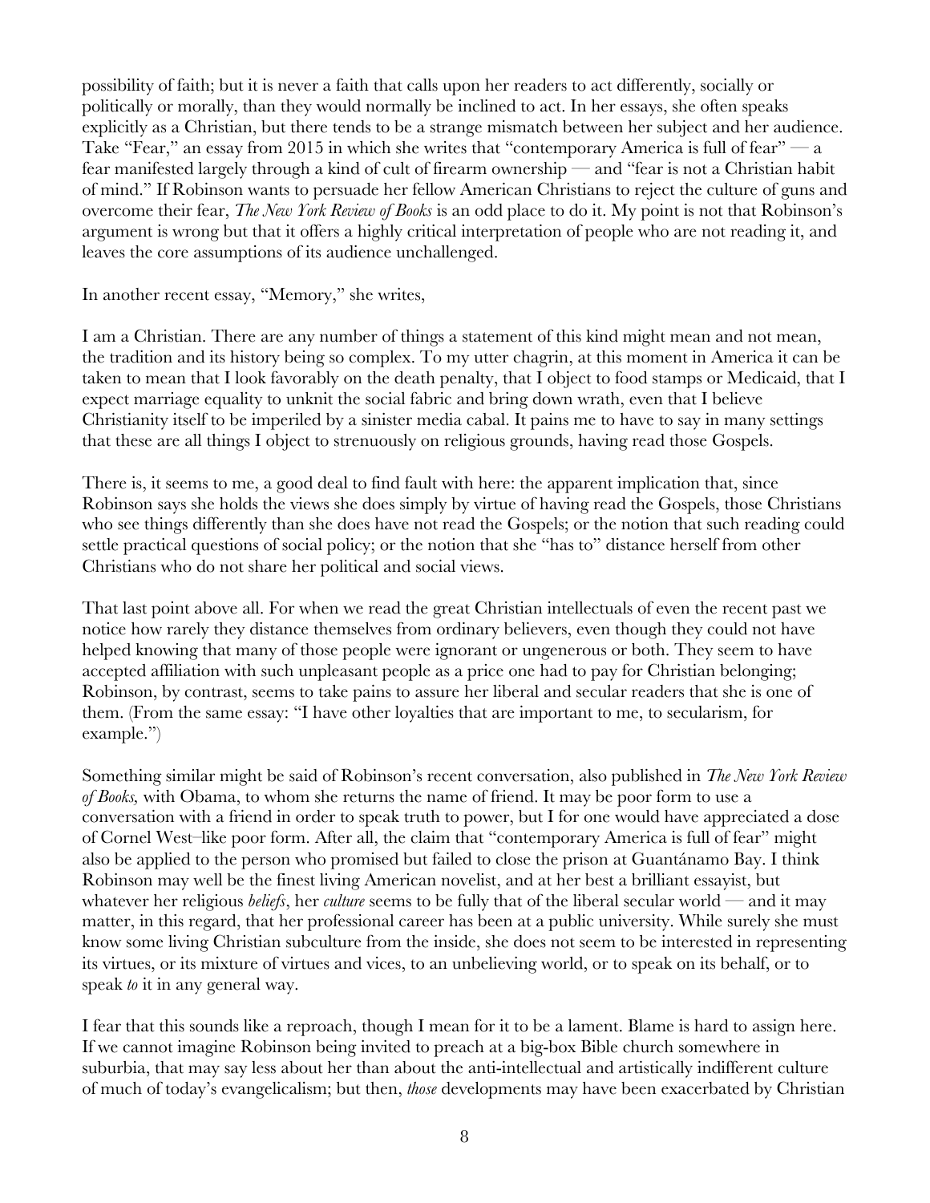possibility of faith; but it is never a faith that calls upon her readers to act differently, socially or politically or morally, than they would normally be inclined to act. In her essays, she often speaks explicitly as a Christian, but there tends to be a strange mismatch between her subject and her audience. Take "Fear," an essay from 2015 in which she writes that "contemporary America is full of fear" — a fear manifested largely through a kind of cult of firearm ownership — and "fear is not a Christian habit of mind." If Robinson wants to persuade her fellow American Christians to reject the culture of guns and overcome their fear, *The New York Review of Books* is an odd place to do it. My point is not that Robinson's argument is wrong but that it offers a highly critical interpretation of people who are not reading it, and leaves the core assumptions of its audience unchallenged.

In another recent essay, "Memory," she writes,

I am a Christian. There are any number of things a statement of this kind might mean and not mean, the tradition and its history being so complex. To my utter chagrin, at this moment in America it can be taken to mean that I look favorably on the death penalty, that I object to food stamps or Medicaid, that I expect marriage equality to unknit the social fabric and bring down wrath, even that I believe Christianity itself to be imperiled by a sinister media cabal. It pains me to have to say in many settings that these are all things I object to strenuously on religious grounds, having read those Gospels.

There is, it seems to me, a good deal to find fault with here: the apparent implication that, since Robinson says she holds the views she does simply by virtue of having read the Gospels, those Christians who see things differently than she does have not read the Gospels; or the notion that such reading could settle practical questions of social policy; or the notion that she "has to" distance herself from other Christians who do not share her political and social views.

That last point above all. For when we read the great Christian intellectuals of even the recent past we notice how rarely they distance themselves from ordinary believers, even though they could not have helped knowing that many of those people were ignorant or ungenerous or both. They seem to have accepted affiliation with such unpleasant people as a price one had to pay for Christian belonging; Robinson, by contrast, seems to take pains to assure her liberal and secular readers that she is one of them. (From the same essay: "I have other loyalties that are important to me, to secularism, for example.")

Something similar might be said of Robinson's recent conversation, also published in *The New York Review of Books,* with Obama, to whom she returns the name of friend. It may be poor form to use a conversation with a friend in order to speak truth to power, but I for one would have appreciated a dose of Cornel West–like poor form. After all, the claim that "contemporary America is full of fear" might also be applied to the person who promised but failed to close the prison at Guantánamo Bay. I think Robinson may well be the finest living American novelist, and at her best a brilliant essayist, but whatever her religious *beliefs*, her *culture* seems to be fully that of the liberal secular world — and it may matter, in this regard, that her professional career has been at a public university. While surely she must know some living Christian subculture from the inside, she does not seem to be interested in representing its virtues, or its mixture of virtues and vices, to an unbelieving world, or to speak on its behalf, or to speak *to* it in any general way.

I fear that this sounds like a reproach, though I mean for it to be a lament. Blame is hard to assign here. If we cannot imagine Robinson being invited to preach at a big-box Bible church somewhere in suburbia, that may say less about her than about the anti-intellectual and artistically indifferent culture of much of today's evangelicalism; but then, *those* developments may have been exacerbated by Christian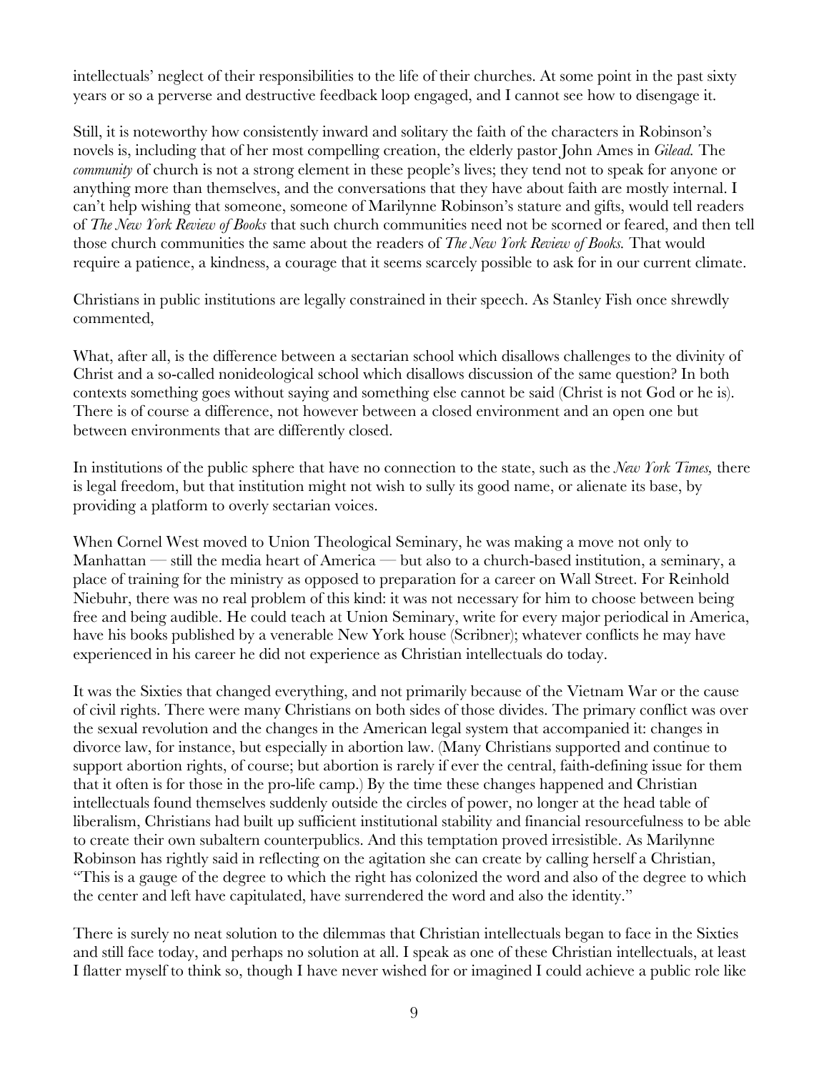intellectuals' neglect of their responsibilities to the life of their churches. At some point in the past sixty years or so a perverse and destructive feedback loop engaged, and I cannot see how to disengage it.

Still, it is noteworthy how consistently inward and solitary the faith of the characters in Robinson's novels is, including that of her most compelling creation, the elderly pastor John Ames in *Gilead.* The *community* of church is not a strong element in these people's lives; they tend not to speak for anyone or anything more than themselves, and the conversations that they have about faith are mostly internal. I can't help wishing that someone, someone of Marilynne Robinson's stature and gifts, would tell readers of *The New York Review of Books* that such church communities need not be scorned or feared, and then tell those church communities the same about the readers of *The New York Review of Books.* That would require a patience, a kindness, a courage that it seems scarcely possible to ask for in our current climate.

Christians in public institutions are legally constrained in their speech. As Stanley Fish once shrewdly commented,

What, after all, is the difference between a sectarian school which disallows challenges to the divinity of Christ and a so-called nonideological school which disallows discussion of the same question? In both contexts something goes without saying and something else cannot be said (Christ is not God or he is). There is of course a difference, not however between a closed environment and an open one but between environments that are differently closed.

In institutions of the public sphere that have no connection to the state, such as the *New York Times,* there is legal freedom, but that institution might not wish to sully its good name, or alienate its base, by providing a platform to overly sectarian voices.

When Cornel West moved to Union Theological Seminary, he was making a move not only to Manhattan — still the media heart of America — but also to a church-based institution, a seminary, a place of training for the ministry as opposed to preparation for a career on Wall Street. For Reinhold Niebuhr, there was no real problem of this kind: it was not necessary for him to choose between being free and being audible. He could teach at Union Seminary, write for every major periodical in America, have his books published by a venerable New York house (Scribner); whatever conflicts he may have experienced in his career he did not experience as Christian intellectuals do today.

It was the Sixties that changed everything, and not primarily because of the Vietnam War or the cause of civil rights. There were many Christians on both sides of those divides. The primary conflict was over the sexual revolution and the changes in the American legal system that accompanied it: changes in divorce law, for instance, but especially in abortion law. (Many Christians supported and continue to support abortion rights, of course; but abortion is rarely if ever the central, faith-defining issue for them that it often is for those in the pro-life camp.) By the time these changes happened and Christian intellectuals found themselves suddenly outside the circles of power, no longer at the head table of liberalism, Christians had built up sufficient institutional stability and financial resourcefulness to be able to create their own subaltern counterpublics. And this temptation proved irresistible. As Marilynne Robinson has rightly said in reflecting on the agitation she can create by calling herself a Christian, "This is a gauge of the degree to which the right has colonized the word and also of the degree to which the center and left have capitulated, have surrendered the word and also the identity."

There is surely no neat solution to the dilemmas that Christian intellectuals began to face in the Sixties and still face today, and perhaps no solution at all. I speak as one of these Christian intellectuals, at least I flatter myself to think so, though I have never wished for or imagined I could achieve a public role like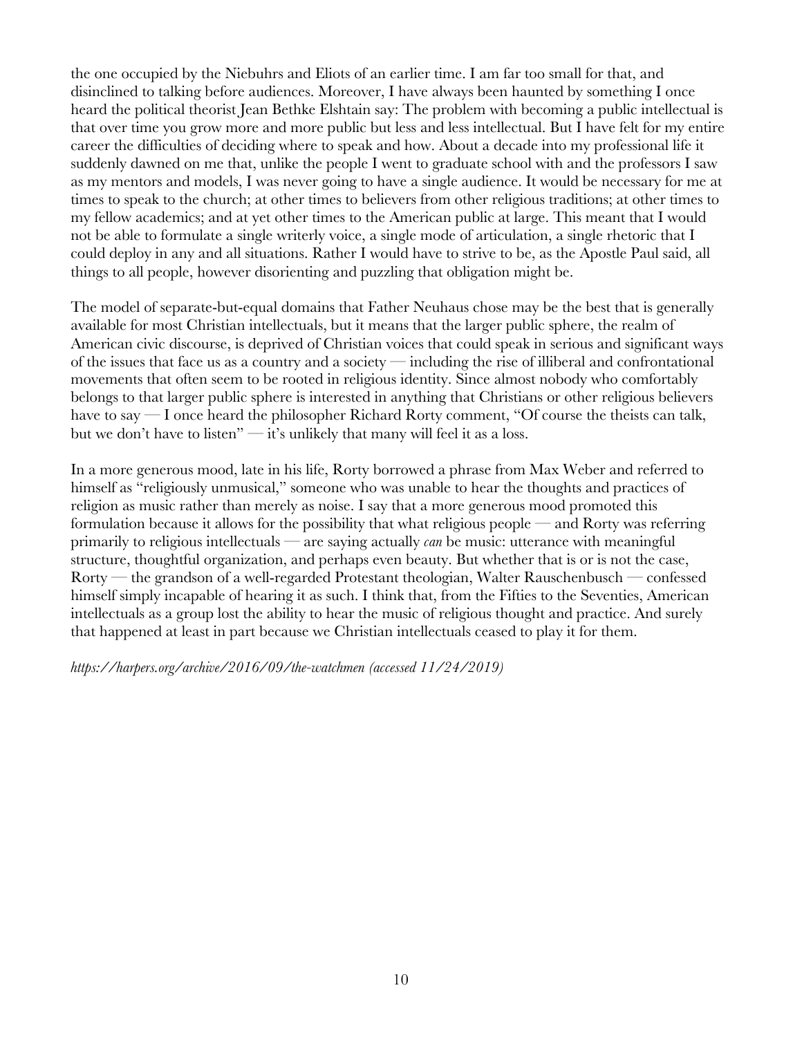the one occupied by the Niebuhrs and Eliots of an earlier time. I am far too small for that, and disinclined to talking before audiences. Moreover, I have always been haunted by something I once heard the political theorist Jean Bethke Elshtain say: The problem with becoming a public intellectual is that over time you grow more and more public but less and less intellectual. But I have felt for my entire career the difficulties of deciding where to speak and how. About a decade into my professional life it suddenly dawned on me that, unlike the people I went to graduate school with and the professors I saw as my mentors and models, I was never going to have a single audience. It would be necessary for me at times to speak to the church; at other times to believers from other religious traditions; at other times to my fellow academics; and at yet other times to the American public at large. This meant that I would not be able to formulate a single writerly voice, a single mode of articulation, a single rhetoric that I could deploy in any and all situations. Rather I would have to strive to be, as the Apostle Paul said, all things to all people, however disorienting and puzzling that obligation might be.

The model of separate-but-equal domains that Father Neuhaus chose may be the best that is generally available for most Christian intellectuals, but it means that the larger public sphere, the realm of American civic discourse, is deprived of Christian voices that could speak in serious and significant ways of the issues that face us as a country and a society — including the rise of illiberal and confrontational movements that often seem to be rooted in religious identity. Since almost nobody who comfortably belongs to that larger public sphere is interested in anything that Christians or other religious believers have to say — I once heard the philosopher Richard Rorty comment, "Of course the theists can talk, but we don't have to listen" — it's unlikely that many will feel it as a loss.

In a more generous mood, late in his life, Rorty borrowed a phrase from Max Weber and referred to himself as "religiously unmusical," someone who was unable to hear the thoughts and practices of religion as music rather than merely as noise. I say that a more generous mood promoted this formulation because it allows for the possibility that what religious people — and Rorty was referring primarily to religious intellectuals — are saying actually *can* be music: utterance with meaningful structure, thoughtful organization, and perhaps even beauty. But whether that is or is not the case, Rorty — the grandson of a well-regarded Protestant theologian, Walter Rauschenbusch — confessed himself simply incapable of hearing it as such. I think that, from the Fifties to the Seventies, American intellectuals as a group lost the ability to hear the music of religious thought and practice. And surely that happened at least in part because we Christian intellectuals ceased to play it for them.

*https://harpers.org/archive/2016/09/the-watchmen (accessed 11/24/2019)*